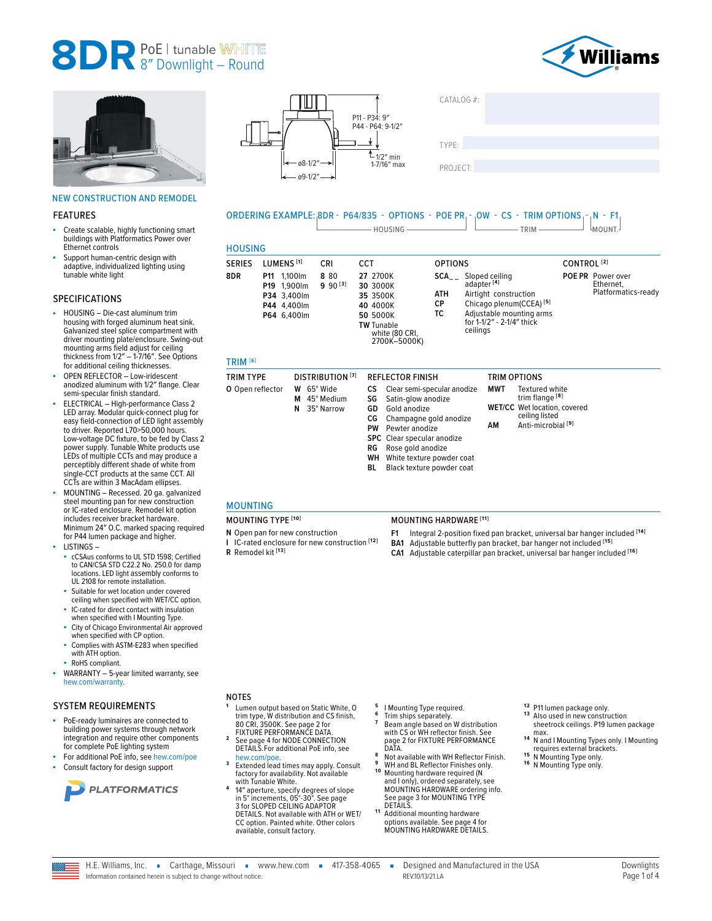# 8DR PoE | tunable WHITE 8" Downlight – Round

P11 - P34: 9"
P44 - P64: 9-1/2"
1/2" min
1-7/16" max
ø8-1/2"
ø9-1/2"

CATALOG #:

TYPE:

PROJECT:

NEW CONSTRUCTION AND REMODEL

## FEATURES

- Create scalable, highly functioning smart buildings with Platformatics Power over Ethernet controls
- Support human-centric design with adaptive, individualized lighting using tunable white light

## SPECIFICATIONS

- HOUSING – Die-cast aluminum trim housing with forged aluminum heat sink. Galvanized steel splice compartment with driver mounting plate/enclosure. Swing-out mounting arms field adjust for ceiling thickness from 1/2" – 1-7/16". See Options for additional ceiling thicknesses.
- OPEN REFLECTOR – Low-iridescent anodized aluminum with 1/2" flange. Clear semi-specular finish standard.
- ELECTRICAL – High-performance Class 2 LED array. Modular quick-connect plug for easy field-connection of LED light assembly to driver. Reported L70>50,000 hours. Low-voltage DC fixture, to be fed by Class 2 power supply. Tunable White products use LEDs of multiple CCTs and may produce a perceptibly different shade of white from single-CCT products at the same CCT. All CCTs are within 3 MacAdam ellipses.
- MOUNTING – Recessed. 20 ga. galvanized steel mounting pan for new construction or IC-rated enclosure. Remodel kit option includes receiver bracket hardware. Minimum 24" O.C. marked spacing required for P44 lumen package and higher.
- LISTINGS –
  - cCSAus conforms to UL STD 1598; Certified to CAN/CSA STD C22.2 No. 250.0 for damp locations. LED light assembly conforms to UL 2108 for remote installation.
  - Suitable for wet location under covered ceiling when specified with WET/CC option.
  - IC-rated for direct contact with insulation when specified with I Mounting Type.
  - City of Chicago Environmental Air approved when specified with CP option.
  - Complies with ASTM-E283 when specified with ATH option.
  - RoHS compliant.
- WARRANTY – 5-year limited warranty, see hew.com/warranty.

## SYSTEM REQUIREMENTS

- PoE-ready luminaires are connected to building power systems through network integration and require other components for complete PoE lighting system
- For additional PoE info, see hew.com/poe
- Consult factory for design support

PLATFORMATICS

ORDERING EXAMPLE: 8DR - P64/835 - OPTIONS - POE PR - OW - CS - TRIM OPTIONS - N - F1
(HOUSING: 8DR - P64/835 - OPTIONS - POE PR; TRIM: OW - CS - TRIM OPTIONS; MOUNT.: N - F1)

## HOUSING

| SERIES | LUMENS [1] | CRI | CCT | OPTIONS | CONTROL [2] |
|---|---|---|---|---|---|
| **8DR** | **P11** 1,100lm | **8** 80 | **27** 2700K | **SCA_ _** Sloped ceiling adapter [4] | **POE PR** Power over Ethernet, Platformatics-ready |
| | **P19** 1,900lm | **9** 90 [3] | **30** 3000K | **ATH** Airtight construction | |
| | **P34** 3,400lm | | **35** 3500K | **CP** Chicago plenum(CCEA) [5] | |
| | **P44** 4,400lm | | **40** 4000K | **TC** Adjustable mounting arms for 1-1/2" - 2-1/4" thick ceilings | |
| | **P64** 6,400lm | | **50** 5000K | | |
| | | | **TW** Tunable white (80 CRI, 2700K–5000K) | | |

## TRIM [6]

| TRIM TYPE | DISTRIBUTION [7] | REFLECTOR FINISH | TRIM OPTIONS |
|---|---|---|---|
| **O** Open reflector | **W** 65° Wide | **CS** Clear semi-specular anodize | **MWT** Textured white trim flange [8] |
| | **M** 45° Medium | **SG** Satin-glow anodize | **WET/CC** Wet location, covered ceiling listed |
| | **N** 35° Narrow | **GD** Gold anodize | **AM** Anti-microbial [9] |
| | | **CG** Champagne gold anodize | |
| | | **PW** Pewter anodize | |
| | | **SPC** Clear specular anodize | |
| | | **RG** Rose gold anodize | |
| | | **WH** White texture powder coat | |
| | | **BL** Black texture powder coat | |

## MOUNTING

| MOUNTING TYPE [10] | MOUNTING HARDWARE [11] |
|---|---|
| **N** Open pan for new construction | **F1** Integral 2-position fixed pan bracket, universal bar hanger included [14] |
| **I** IC-rated enclosure for new construction [12] | **BA1** Adjustable butterfly pan bracket, bar hanger not included [15] |
| **R** Remodel kit [13] | **CA1** Adjustable caterpillar pan bracket, universal bar hanger included [16] |

## NOTES

1. Lumen output based on Static White, O trim type, W distribution and CS finish, 80 CRI, 3500K. See page 2 for FIXTURE PERFORMANCE DATA.
2. See page 4 for NODE CONNECTION DETAILS.For additional PoE info, see hew.com/poe.
3. Extended lead times may apply. Consult factory for availability. Not available with Tunable White.
4. 14" aperture, specify degrees of slope in 5° increments, 05°-30°. See page 3 for SLOPED CEILING ADAPTOR DETAILS. Not available with ATH or WET/CC option. Painted white. Other colors available, consult factory.
5. I Mounting Type required.
6. Trim ships separately.
7. Beam angle based on W distribution with CS or WH reflector finish. See page 2 for FIXTURE PERFORMANCE DATA.
8. Not available with WH Reflector Finish.
9. WH and BL Reflector Finishes only.
10. Mounting hardware required (N and I only), ordered separately, see MOUNTING HARDWARE ordering info. See page 3 for MOUNTING TYPE DETAILS.
11. Additional mounting hardware options available. See page 4 for MOUNTING HARDWARE DETAILS.
12. P11 lumen package only.
13. Also used in new construction sheetrock ceilings. P19 lumen package max.
14. N and I Mounting Types only. I Mounting requires external brackets.
15. N Mounting Type only.
16. N Mounting Type only.

H.E. Williams, Inc. ▪ Carthage, Missouri ▪ www.hew.com ▪ 417-358-4065 ▪ Designed and Manufactured in the USA
Information contained herein is subject to change without notice. REV.10/13/21.LA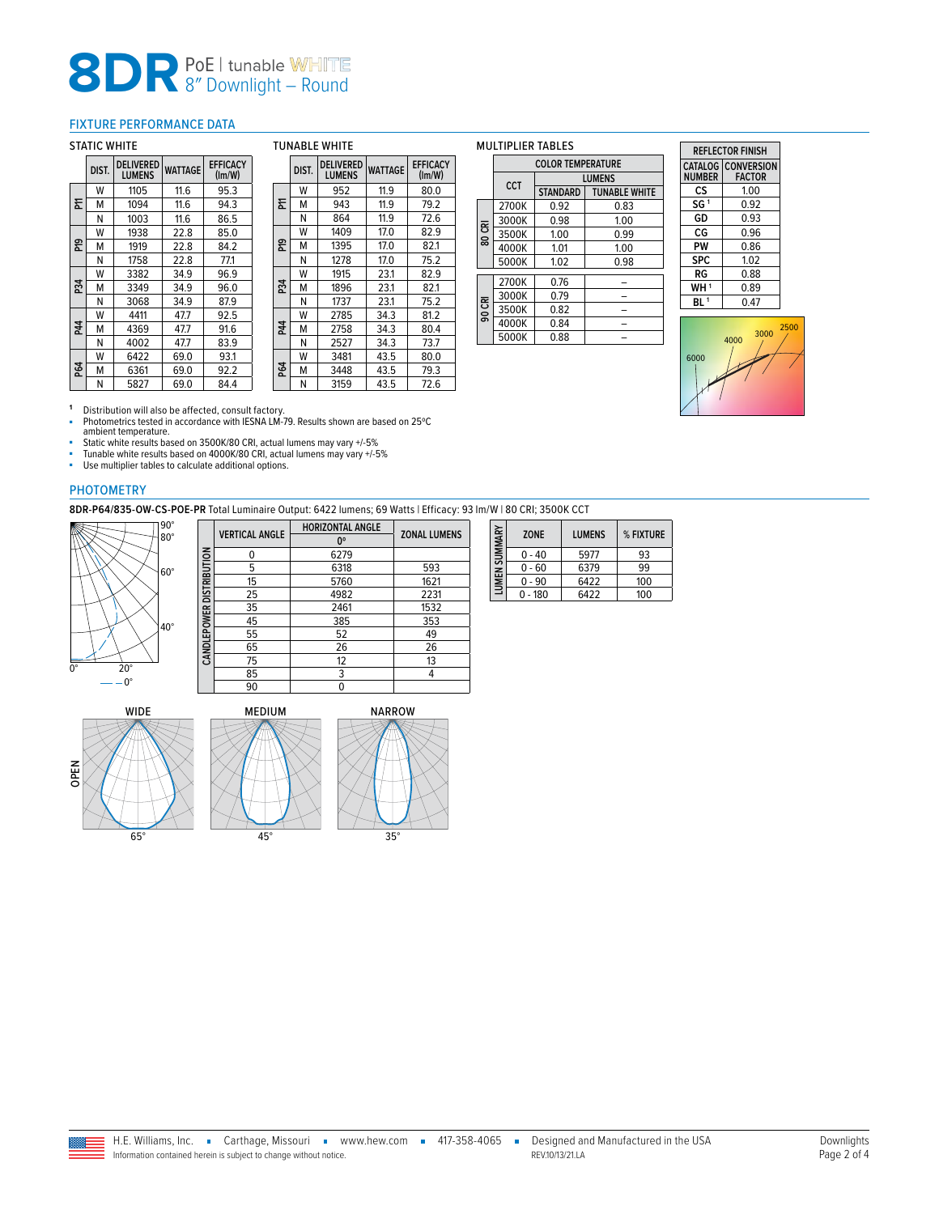# 8DR PoE | tunable WHITE
## 8" Downlight – Round

## FIXTURE PERFORMANCE DATA

### STATIC WHITE

| | DIST. | DELIVERED LUMENS | WATTAGE | EFFICACY (lm/W) |
|---|---|---|---|---|
| P11 | W | 1105 | 11.6 | 95.3 |
| | M | 1094 | 11.6 | 94.3 |
| | N | 1003 | 11.6 | 86.5 |
| P19 | W | 1938 | 22.8 | 85.0 |
| | M | 1919 | 22.8 | 84.2 |
| | N | 1758 | 22.8 | 77.1 |
| P34 | W | 3382 | 34.9 | 96.9 |
| | M | 3349 | 34.9 | 96.0 |
| | N | 3068 | 34.9 | 87.9 |
| P44 | W | 4411 | 47.7 | 92.5 |
| | M | 4369 | 47.7 | 91.6 |
| | N | 4002 | 47.7 | 83.9 |
| P64 | W | 6422 | 69.0 | 93.1 |
| | M | 6361 | 69.0 | 92.2 |
| | N | 5827 | 69.0 | 84.4 |

### TUNABLE WHITE

| | DIST. | DELIVERED LUMENS | WATTAGE | EFFICACY (lm/W) |
|---|---|---|---|---|
| P11 | W | 952 | 11.9 | 80.0 |
| | M | 943 | 11.9 | 79.2 |
| | N | 864 | 11.9 | 72.6 |
| P19 | W | 1409 | 17.0 | 82.9 |
| | M | 1395 | 17.0 | 82.1 |
| | N | 1278 | 17.0 | 75.2 |
| P34 | W | 1915 | 23.1 | 82.9 |
| | M | 1896 | 23.1 | 82.1 |
| | N | 1737 | 23.1 | 75.2 |
| P44 | W | 2785 | 34.3 | 81.2 |
| | M | 2758 | 34.3 | 80.4 |
| | N | 2527 | 34.3 | 73.7 |
| P64 | W | 3481 | 43.5 | 80.0 |
| | M | 3448 | 43.5 | 79.3 |
| | N | 3159 | 43.5 | 72.6 |

### MULTIPLIER TABLES

| | COLOR TEMPERATURE | | |
|---|---|---|---|
| | CCT | LUMENS | |
| | | STANDARD | TUNABLE WHITE |
| 80 CRI | 2700K | 0.92 | 0.83 |
| | 3000K | 0.98 | 1.00 |
| | 3500K | 1.00 | 0.99 |
| | 4000K | 1.01 | 1.00 |
| | 5000K | 1.02 | 0.98 |
| 90 CRI | 2700K | 0.76 | – |
| | 3000K | 0.79 | – |
| | 3500K | 0.82 | – |
| | 4000K | 0.84 | – |
| | 5000K | 0.88 | – |

| REFLECTOR FINISH | |
|---|---|
| CATALOG NUMBER | CONVERSION FACTOR |
| CS | 1.00 |
| SG [1] | 0.92 |
| GD | 0.93 |
| CG | 0.96 |
| PW | 0.86 |
| SPC | 1.02 |
| RG | 0.88 |
| WH [1] | 0.89 |
| BL [1] | 0.47 |

[1] Distribution will also be affected, consult factory.

- Photometrics tested in accordance with IESNA LM-79. Results shown are based on 25ºC ambient temperature.
- Static white results based on 3500K/80 CRI, actual lumens may vary +/-5%
- Tunable white results based on 4000K/80 CRI, actual lumens may vary +/-5%
- Use multiplier tables to calculate additional options.

## PHOTOMETRY

**8DR-P64/835-OW-CS-POE-PR** Total Luminaire Output: 6422 lumens; 69 Watts | Efficacy: 93 lm/W | 80 CRI; 3500K CCT

**CANDLEPOWER DISTRIBUTION**

| VERTICAL ANGLE | HORIZONTAL ANGLE 0° | ZONAL LUMENS |
|---|---|---|
| 0 | 6279 | |
| 5 | 6318 | 593 |
| 15 | 5760 | 1621 |
| 25 | 4982 | 2231 |
| 35 | 2461 | 1532 |
| 45 | 385 | 353 |
| 55 | 52 | 49 |
| 65 | 26 | 26 |
| 75 | 12 | 13 |
| 85 | 3 | 4 |
| 90 | 0 | |

**LUMEN SUMMARY**

| ZONE | LUMENS | % FIXTURE |
|---|---|---|
| 0 - 40 | 5977 | 93 |
| 0 - 60 | 6379 | 99 |
| 0 - 90 | 6422 | 100 |
| 0 - 180 | 6422 | 100 |

OPEN: WIDE 65° | MEDIUM 45° | NARROW 35°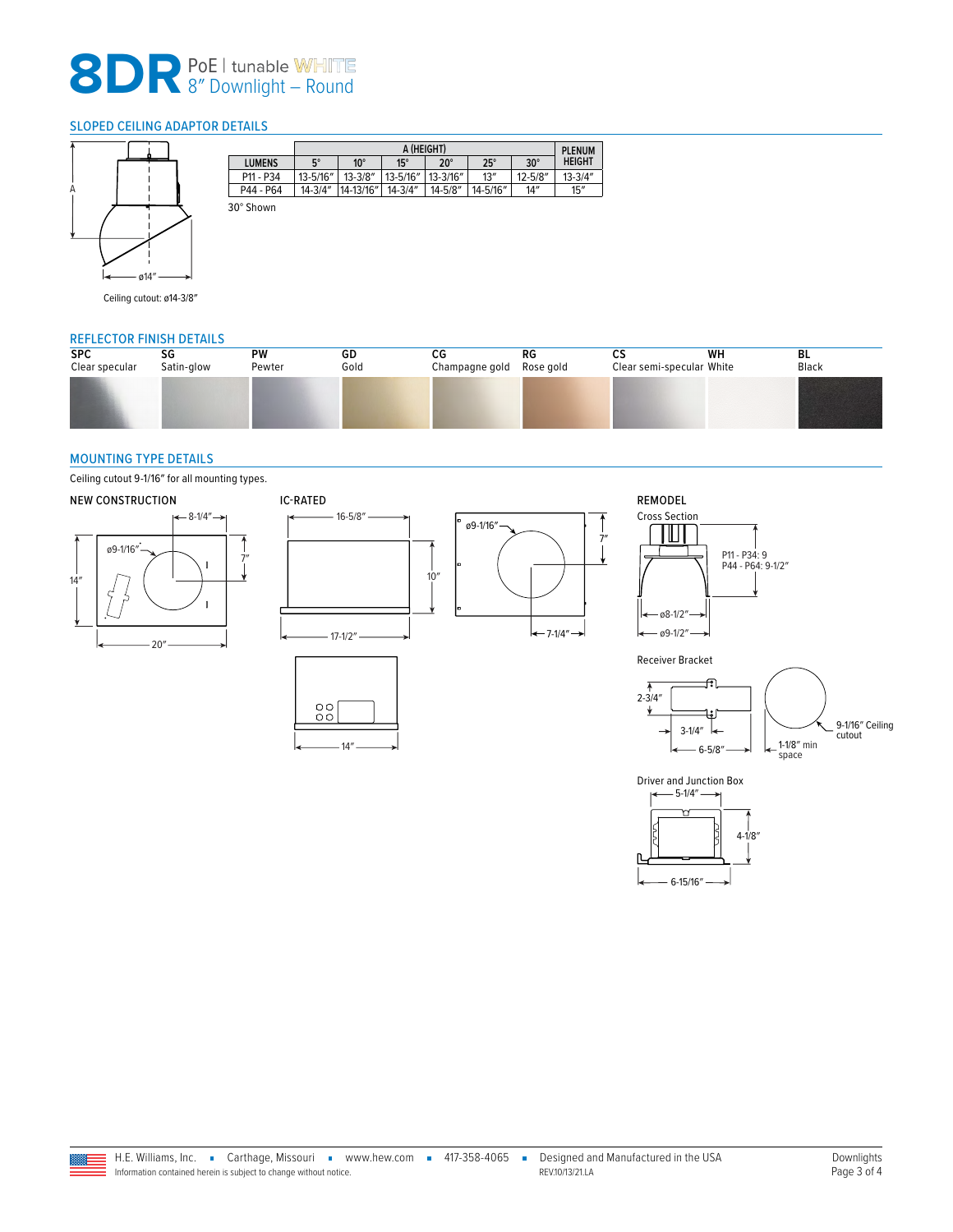# 8DR PoE | tunable WHITE 8″ Downlight – Round

## SLOPED CEILING ADAPTOR DETAILS

A

ø14″

Ceiling cutout: ø14-3/8″

| LUMENS | A (HEIGHT) | | | | | | PLENUM HEIGHT |
|---|---|---|---|---|---|---|---|
| | 5° | 10° | 15° | 20° | 25° | 30° | |
| P11 - P34 | 13-5/16″ | 13-3/8″ | 13-5/16″ | 13-3/16″ | 13″ | 12-5/8″ | 13-3/4″ |
| P44 - P64 | 14-3/4″ | 14-13/16″ | 14-3/4″ | 14-5/8″ | 14-5/16″ | 14″ | 15″ |

30° Shown

## REFLECTOR FINISH DETAILS

| SPC | SG | PW | GD | CG | RG | CS | WH | BL |
|---|---|---|---|---|---|---|---|---|
| Clear specular | Satin-glow | Pewter | Gold | Champagne gold | Rose gold | Clear semi-specular | White | Black |

## MOUNTING TYPE DETAILS

Ceiling cutout 9-1/16″ for all mounting types.

### NEW CONSTRUCTION

8-1/4″, ø9-1/16″, 7″, 14″, 20″

### IC-RATED

16-5/8″, 10″, 17-1/2″, 14″

ø9-1/16″, 7″, 7-1/4″

### REMODEL

Cross Section

P11 - P34: 9
P44 - P64: 9-1/2″

ø8-1/2″

ø9-1/2″

Receiver Bracket

2-3/4″, 3-1/4″, 6-5/8″

1-1/8″ min space

9-1/16″ Ceiling cutout

Driver and Junction Box

5-1/4″, 4-1/8″, 6-15/16″

H.E. Williams, Inc. ▪ Carthage, Missouri ▪ www.hew.com ▪ 417-358-4065 ▪ Designed and Manufactured in the USA

Information contained herein is subject to change without notice. REV.10/13/21.LA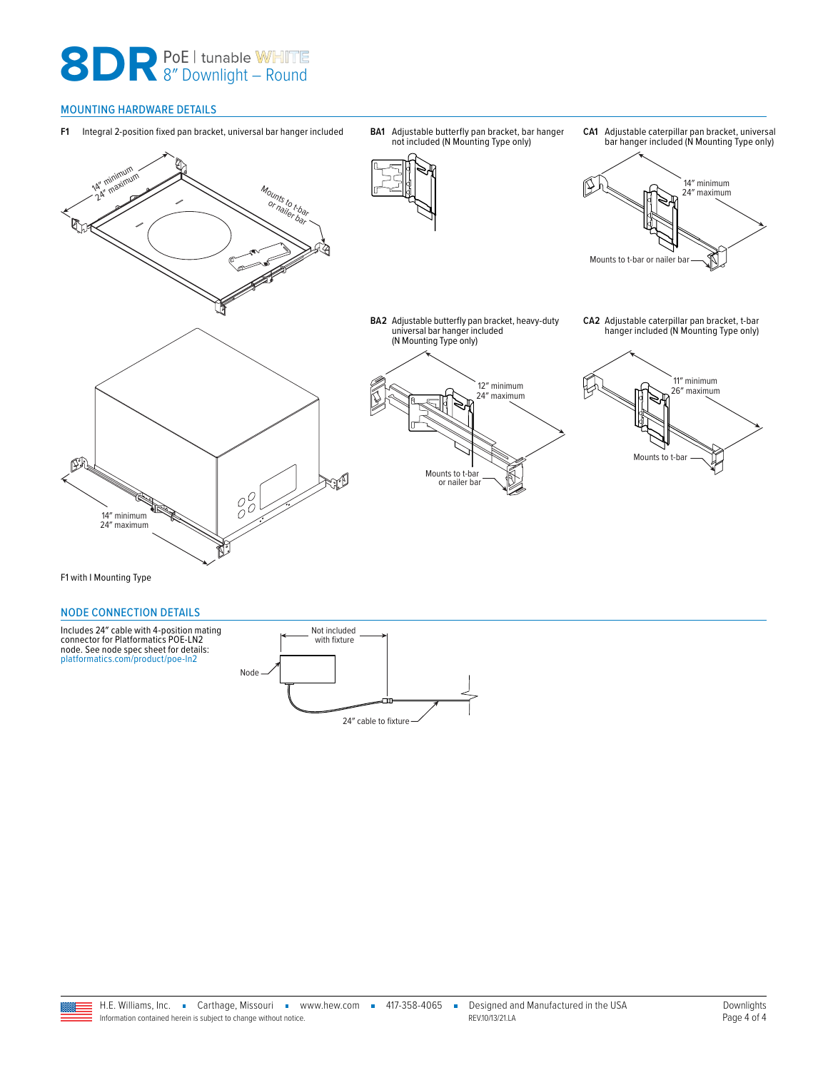# 8DR PoE | tunable WHITE 8″ Downlight – Round

## MOUNTING HARDWARE DETAILS

**F1** Integral 2-position fixed pan bracket, universal bar hanger included

14″ minimum
24″ maximum
Mounts to t-bar or nailer bar

14″ minimum
24″ maximum

F1 with I Mounting Type

**BA1** Adjustable butterfly pan bracket, bar hanger not included (N Mounting Type only)

**CA1** Adjustable caterpillar pan bracket, universal bar hanger included (N Mounting Type only)

14″ minimum
24″ maximum
Mounts to t-bar or nailer bar

**BA2** Adjustable butterfly pan bracket, heavy-duty universal bar hanger included (N Mounting Type only)

12″ minimum
24″ maximum
Mounts to t-bar or nailer bar

**CA2** Adjustable caterpillar pan bracket, t-bar hanger included (N Mounting Type only)

11″ minimum
26″ maximum
Mounts to t-bar

## NODE CONNECTION DETAILS

Includes 24″ cable with 4-position mating connector for Platformatics POE-LN2 node. See node spec sheet for details:
platformatics.com/product/poe-ln2

Not included with fixture
Node
24″ cable to fixture

H.E. Williams, Inc. ■ Carthage, Missouri ■ www.hew.com ■ 417-358-4065 ■ Designed and Manufactured in the USA
Information contained herein is subject to change without notice.
REV.10/13/21.LA